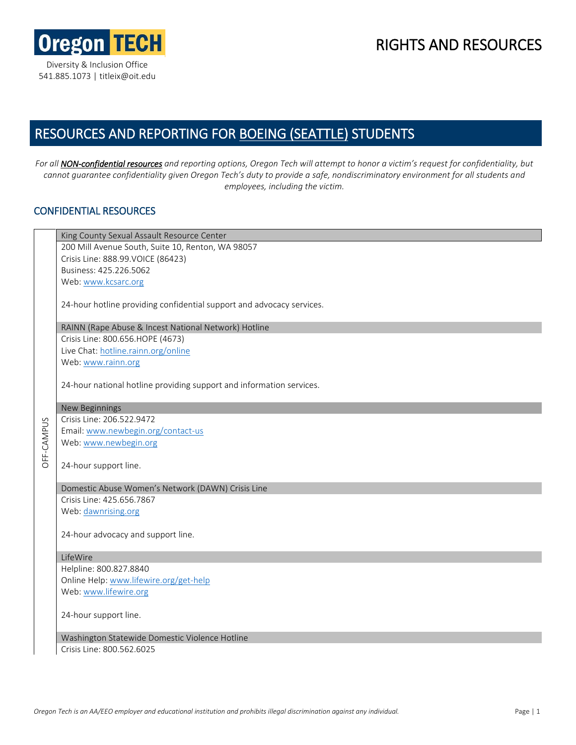Oregon TECH

Diversity & Inclusion Office
541.885.1073 | titleix@oit.edu

# RIGHTS AND RESOURCES

## RESOURCES AND REPORTING FOR BOEING (SEATTLE) STUDENTS

*For all **NON-confidential resources** and reporting options, Oregon Tech will attempt to honor a victim's request for confidentiality, but cannot guarantee confidentiality given Oregon Tech's duty to provide a safe, nondiscriminatory environment for all students and employees, including the victim.*

### CONFIDENTIAL RESOURCES

#### OFF-CAMPUS

**King County Sexual Assault Resource Center**

200 Mill Avenue South, Suite 10, Renton, WA 98057
Crisis Line: 888.99.VOICE (86423)
Business: 425.226.5062
Web: www.kcsarc.org

24-hour hotline providing confidential support and advocacy services.

**RAINN (Rape Abuse & Incest National Network) Hotline**

Crisis Line: 800.656.HOPE (4673)
Live Chat: hotline.rainn.org/online
Web: www.rainn.org

24-hour national hotline providing support and information services.

**New Beginnings**

Crisis Line: 206.522.9472
Email: www.newbegin.org/contact-us
Web: www.newbegin.org

24-hour support line.

**Domestic Abuse Women's Network (DAWN) Crisis Line**

Crisis Line: 425.656.7867
Web: dawnrising.org

24-hour advocacy and support line.

**LifeWire**

Helpline: 800.827.8840
Online Help: www.lifewire.org/get-help
Web: www.lifewire.org

24-hour support line.

**Washington Statewide Domestic Violence Hotline**

Crisis Line: 800.562.6025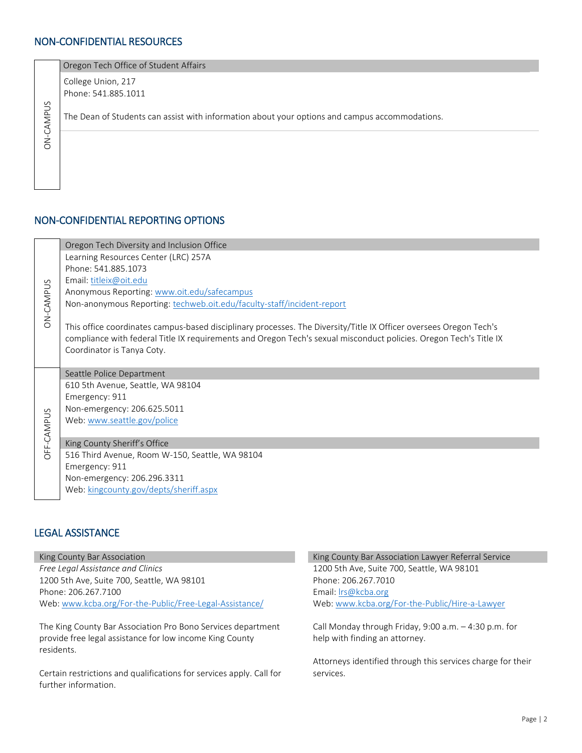## NON-CONFIDENTIAL RESOURCES

**ON-CAMPUS**

### Oregon Tech Office of Student Affairs

College Union, 217
Phone: 541.885.1011

The Dean of Students can assist with information about your options and campus accommodations.

## NON-CONFIDENTIAL REPORTING OPTIONS

**ON-CAMPUS**

### Oregon Tech Diversity and Inclusion Office

Learning Resources Center (LRC) 257A
Phone: 541.885.1073
Email: titleix@oit.edu
Anonymous Reporting: www.oit.edu/safecampus
Non-anonymous Reporting: techweb.oit.edu/faculty-staff/incident-report

This office coordinates campus-based disciplinary processes. The Diversity/Title IX Officer oversees Oregon Tech's compliance with federal Title IX requirements and Oregon Tech's sexual misconduct policies. Oregon Tech's Title IX Coordinator is Tanya Coty.

**OFF-CAMPUS**

### Seattle Police Department

610 5th Avenue, Seattle, WA 98104
Emergency: 911
Non-emergency: 206.625.5011
Web: www.seattle.gov/police

### King County Sheriff's Office

516 Third Avenue, Room W-150, Seattle, WA 98104
Emergency: 911
Non-emergency: 206.296.3311
Web: kingcounty.gov/depts/sheriff.aspx

## LEGAL ASSISTANCE

### King County Bar Association

*Free Legal Assistance and Clinics*
1200 5th Ave, Suite 700, Seattle, WA 98101
Phone: 206.267.7100
Web: www.kcba.org/For-the-Public/Free-Legal-Assistance/

The King County Bar Association Pro Bono Services department provide free legal assistance for low income King County residents.

Certain restrictions and qualifications for services apply. Call for further information.

### King County Bar Association Lawyer Referral Service

1200 5th Ave, Suite 700, Seattle, WA 98101
Phone: 206.267.7010
Email: lrs@kcba.org
Web: www.kcba.org/For-the-Public/Hire-a-Lawyer

Call Monday through Friday, 9:00 a.m. – 4:30 p.m. for help with finding an attorney.

Attorneys identified through this services charge for their services.